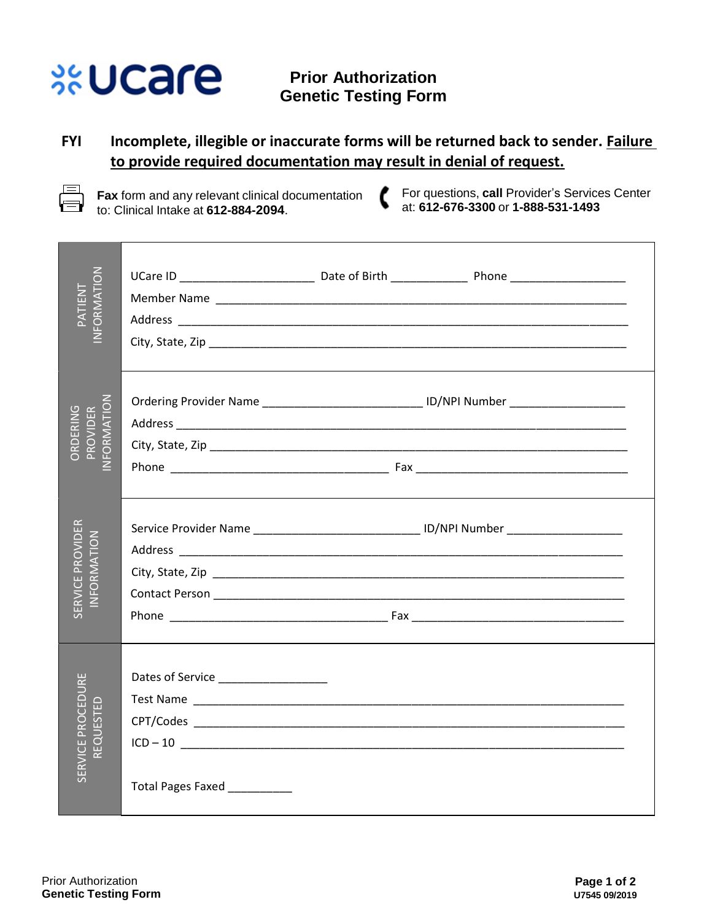# Prior Authorization Genetic Testing Form

**FYI** **Incomplete, illegible or inaccurate forms will be returned back to sender. <u>Failure to provide required documentation may result in denial of request.</u>**

**Fax** form and any relevant clinical documentation to: Clinical Intake at **612-884-2094**.

For questions, **call** Provider's Services Center at: **612-676-3300** or **1-888-531-1493**

## PATIENT INFORMATION

UCare ID _____________________ Date of Birth ____________ Phone __________________

Member Name ________________________________________________________________

Address _____________________________________________________________________

City, State, Zip ______________________________________________________________

## ORDERING PROVIDER INFORMATION

Ordering Provider Name _________________________ ID/NPI Number __________________

Address _____________________________________________________________________

City, State, Zip ______________________________________________________________

Phone __________________________________ Fax _________________________________

## SERVICE PROVIDER INFORMATION

Service Provider Name __________________________ ID/NPI Number __________________

Address _____________________________________________________________________

City, State, Zip ______________________________________________________________

Contact Person _______________________________________________________________

Phone __________________________________ Fax _________________________________

## SERVICE PROCEDURE REQUESTED

Dates of Service _________________

Test Name ___________________________________________________________________

CPT/Codes ___________________________________________________________________

ICD – 10 _____________________________________________________________________

Total Pages Faxed __________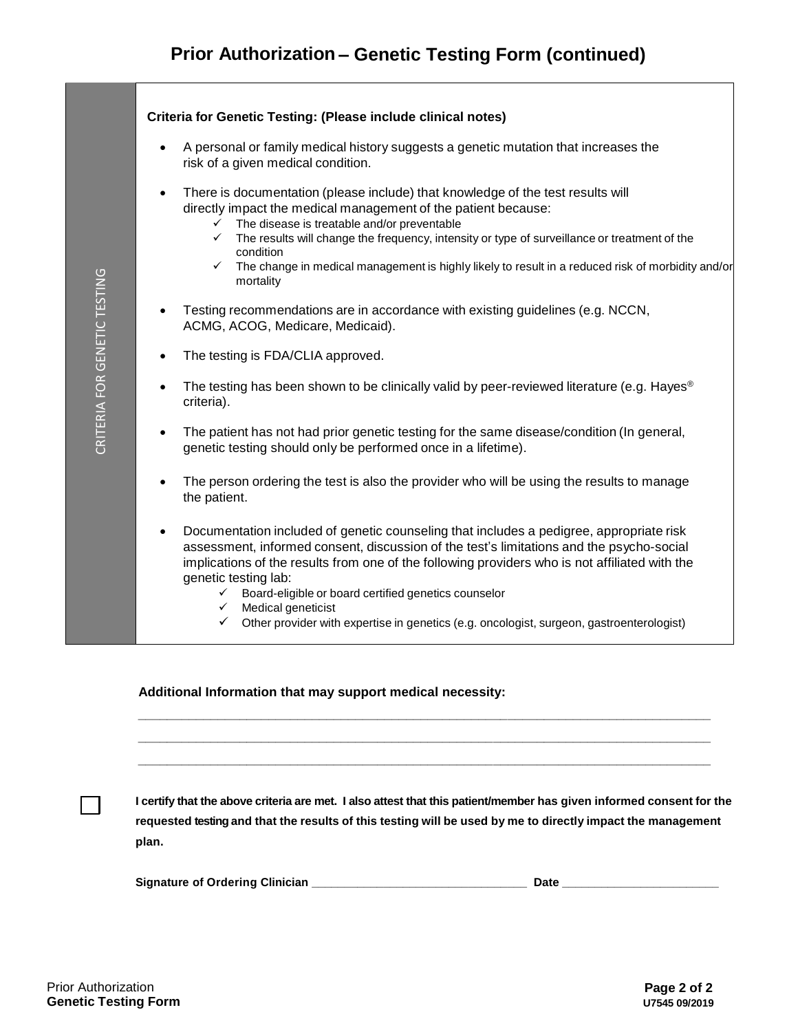# Prior Authorization – Genetic Testing Form (continued)

CRITERIA FOR GENETIC TESTING

**Criteria for Genetic Testing: (Please include clinical notes)**

- A personal or family medical history suggests a genetic mutation that increases the risk of a given medical condition.
- There is documentation (please include) that knowledge of the test results will directly impact the medical management of the patient because:
  - ✓ The disease is treatable and/or preventable
  - ✓ The results will change the frequency, intensity or type of surveillance or treatment of the condition
  - ✓ The change in medical management is highly likely to result in a reduced risk of morbidity and/or mortality
- Testing recommendations are in accordance with existing guidelines (e.g. NCCN, ACMG, ACOG, Medicare, Medicaid).
- The testing is FDA/CLIA approved.
- The testing has been shown to be clinically valid by peer-reviewed literature (e.g. Hayes® criteria).
- The patient has not had prior genetic testing for the same disease/condition (In general, genetic testing should only be performed once in a lifetime).
- The person ordering the test is also the provider who will be using the results to manage the patient.
- Documentation included of genetic counseling that includes a pedigree, appropriate risk assessment, informed consent, discussion of the test's limitations and the psycho-social implications of the results from one of the following providers who is not affiliated with the genetic testing lab:
  - ✓ Board-eligible or board certified genetics counselor
  - ✓ Medical geneticist
  - ✓ Other provider with expertise in genetics (e.g. oncologist, surgeon, gastroenterologist)

**Additional Information that may support medical necessity:**

______________________________________________________________________________________

______________________________________________________________________________________

______________________________________________________________________________________

☐ **I certify that the above criteria are met. I also attest that this patient/member has given informed consent for the requested testing and that the results of this testing will be used by me to directly impact the management plan.**

**Signature of Ordering Clinician** ________________________________ **Date** ________________________

Prior Authorization
**Genetic Testing Form**

**U7545 09/2019**